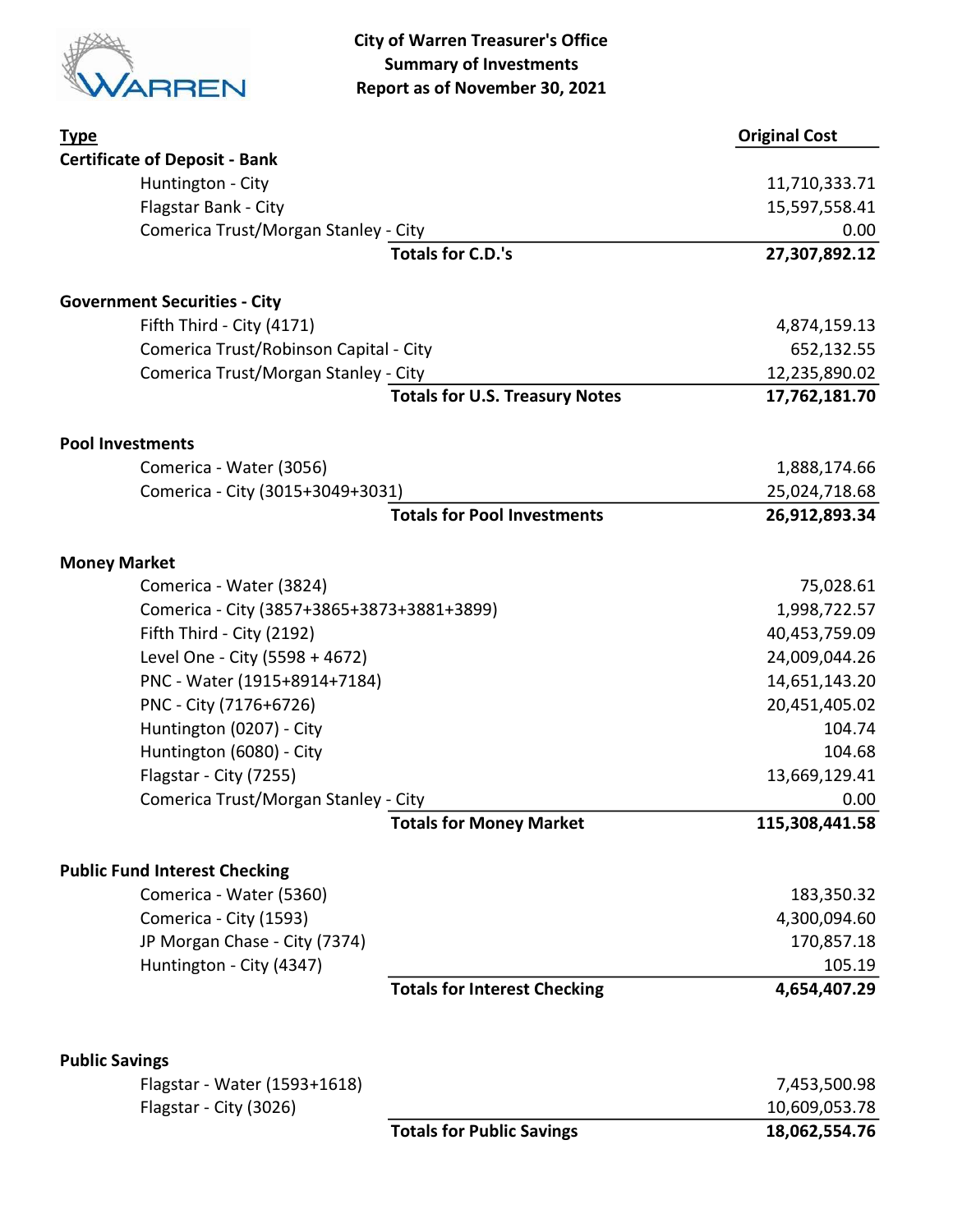# City of Warren Treasurer's Office
## Summary of Investments
### Report as of November 30, 2021

| Type | Original Cost |
|---|---|
| **Certificate of Deposit - Bank** | |
| Huntington - City | 11,710,333.71 |
| Flagstar Bank - City | 15,597,558.41 |
| Comerica Trust/Morgan Stanley - City | 0.00 |
| **Totals for C.D.'s** | **27,307,892.12** |
| | |
| **Government Securities - City** | |
| Fifth Third - City (4171) | 4,874,159.13 |
| Comerica Trust/Robinson Capital - City | 652,132.55 |
| Comerica Trust/Morgan Stanley - City | 12,235,890.02 |
| **Totals for U.S. Treasury Notes** | **17,762,181.70** |
| | |
| **Pool Investments** | |
| Comerica - Water (3056) | 1,888,174.66 |
| Comerica - City (3015+3049+3031) | 25,024,718.68 |
| **Totals for Pool Investments** | **26,912,893.34** |
| | |
| **Money Market** | |
| Comerica - Water (3824) | 75,028.61 |
| Comerica - City (3857+3865+3873+3881+3899) | 1,998,722.57 |
| Fifth Third - City (2192) | 40,453,759.09 |
| Level One - City (5598 + 4672) | 24,009,044.26 |
| PNC - Water (1915+8914+7184) | 14,651,143.20 |
| PNC - City (7176+6726) | 20,451,405.02 |
| Huntington (0207) - City | 104.74 |
| Huntington (6080) - City | 104.68 |
| Flagstar - City (7255) | 13,669,129.41 |
| Comerica Trust/Morgan Stanley - City | 0.00 |
| **Totals for Money Market** | **115,308,441.58** |
| | |
| **Public Fund Interest Checking** | |
| Comerica - Water (5360) | 183,350.32 |
| Comerica - City (1593) | 4,300,094.60 |
| JP Morgan Chase - City (7374) | 170,857.18 |
| Huntington - City (4347) | 105.19 |
| **Totals for Interest Checking** | **4,654,407.29** |
| | |
| **Public Savings** | |
| Flagstar - Water (1593+1618) | 7,453,500.98 |
| Flagstar - City (3026) | 10,609,053.78 |
| **Totals for Public Savings** | **18,062,554.76** |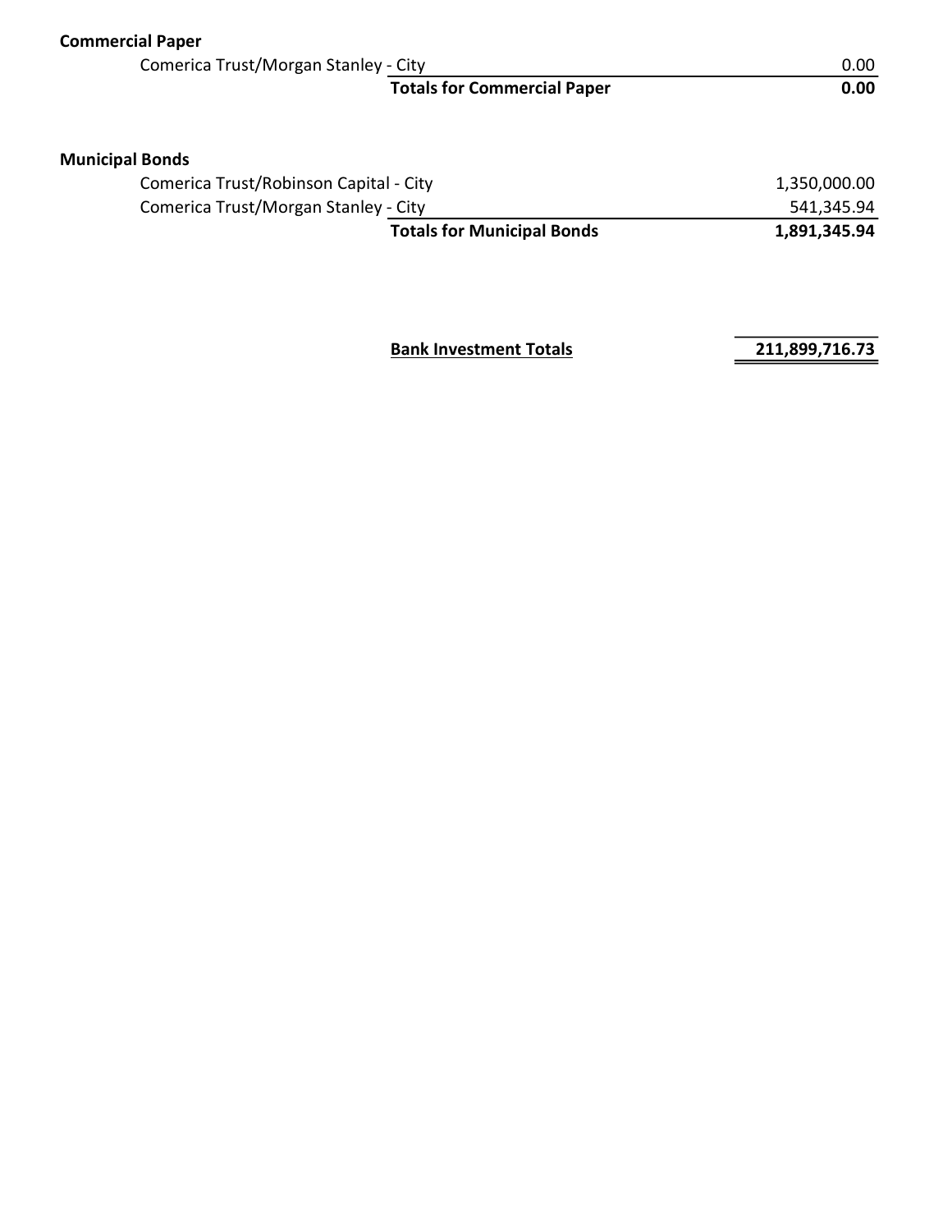**Commercial Paper**

| | | |
|---|---|---|
| Comerica Trust/Morgan Stanley - City | | 0.00 |
| | **Totals for Commercial Paper** | **0.00** |

**Municipal Bonds**

| | | |
|---|---|---|
| Comerica Trust/Robinson Capital - City | | 1,350,000.00 |
| Comerica Trust/Morgan Stanley - City | | 541,345.94 |
| | **Totals for Municipal Bonds** | **1,891,345.94** |

| | |
|---|---|
| **Bank Investment Totals** | **211,899,716.73** |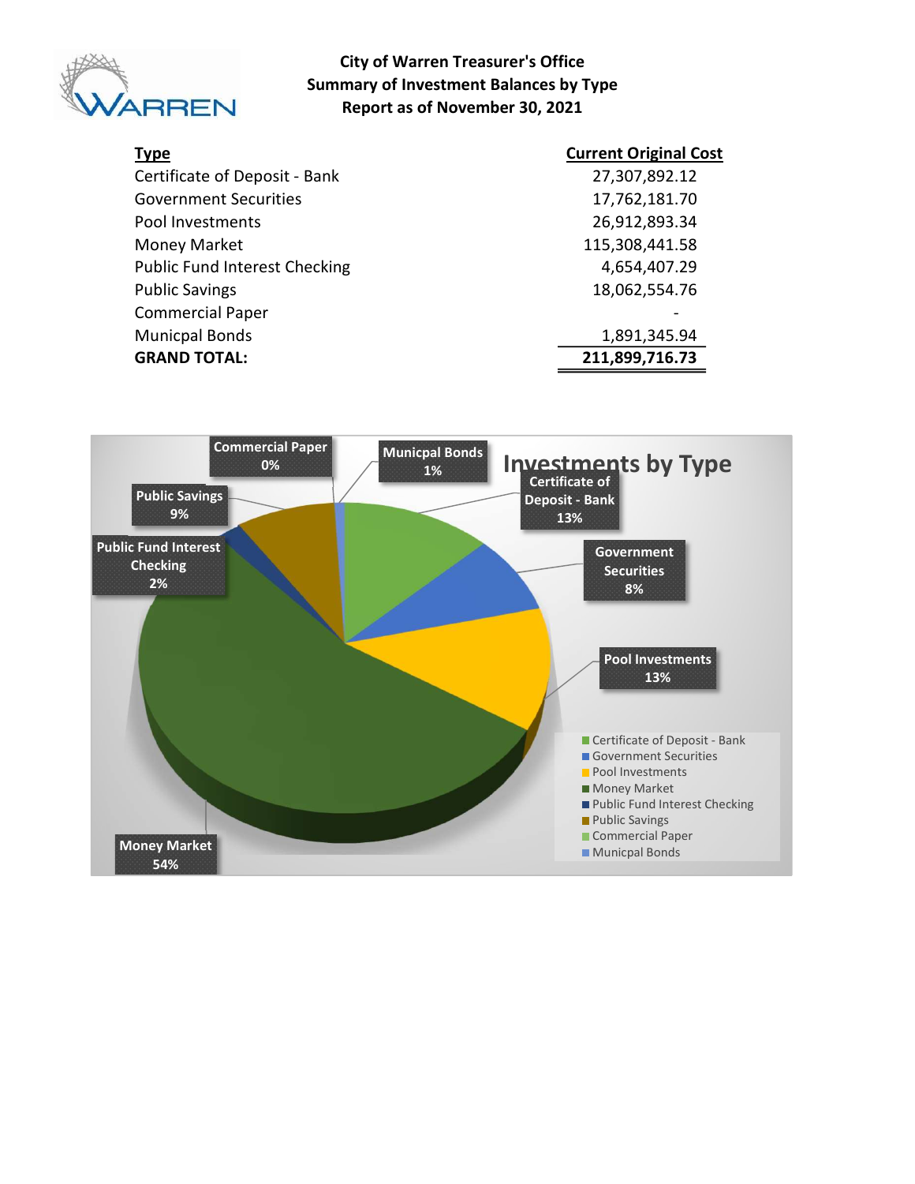# City of Warren Treasurer's Office
## Summary of Investment Balances by Type
### Report as of November 30, 2021

| Type | Current Original Cost |
|---|---|
| Certificate of Deposit - Bank | 27,307,892.12 |
| Government Securities | 17,762,181.70 |
| Pool Investments | 26,912,893.34 |
| Money Market | 115,308,441.58 |
| Public Fund Interest Checking | 4,654,407.29 |
| Public Savings | 18,062,554.76 |
| Commercial Paper | - |
| Municpal Bonds | 1,891,345.94 |
| **GRAND TOTAL:** | **211,899,716.73** |

**Investments by Type**

| Type | Percentage |
|---|---|
| Certificate of Deposit - Bank | 13% |
| Government Securities | 8% |
| Pool Investments | 13% |
| Money Market | 54% |
| Public Fund Interest Checking | 2% |
| Public Savings | 9% |
| Commercial Paper | 0% |
| Municpal Bonds | 1% |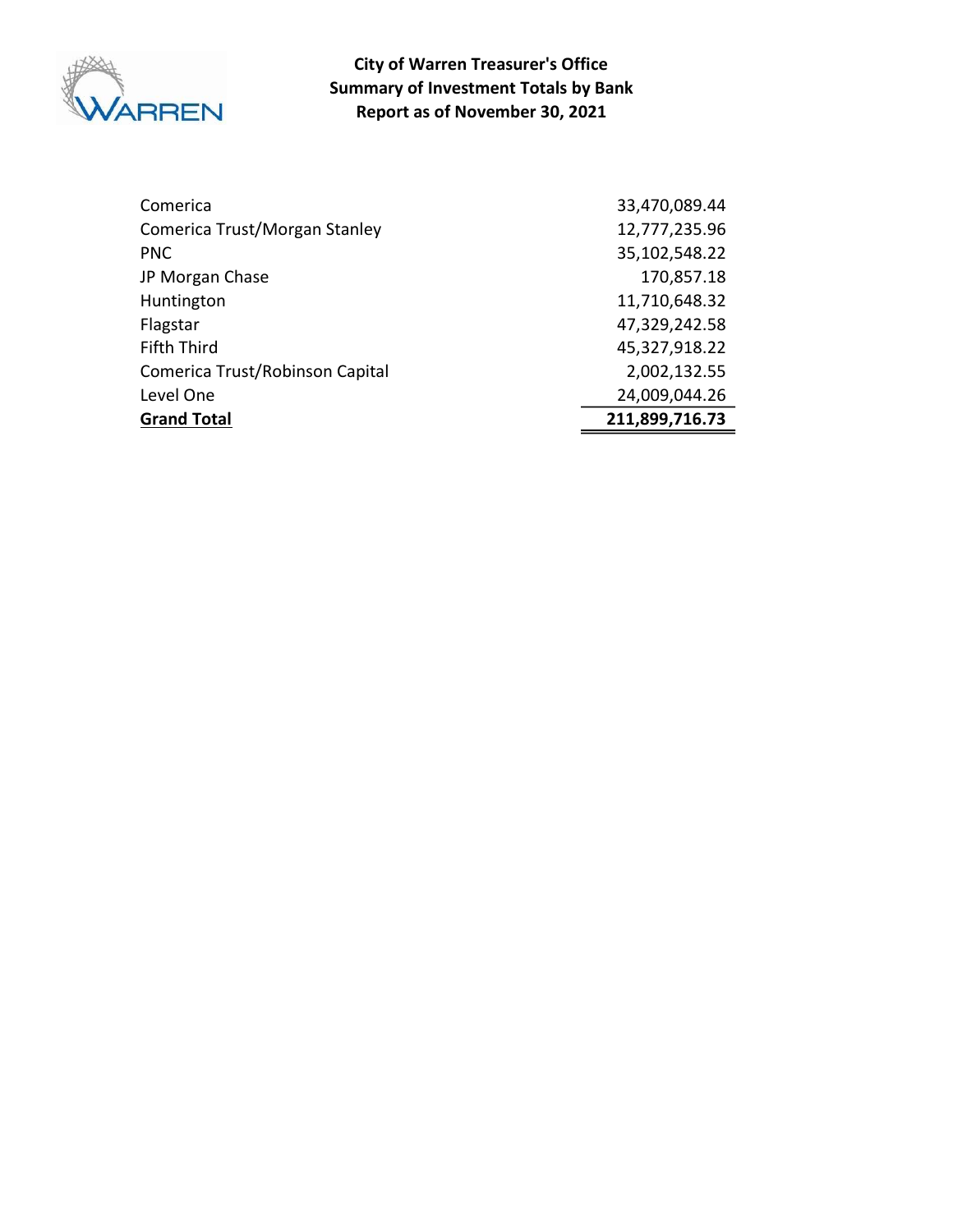**City of Warren Treasurer's Office**
**Summary of Investment Totals by Bank**
**Report as of November 30, 2021**

| Bank | Amount |
|---|---|
| Comerica | 33,470,089.44 |
| Comerica Trust/Morgan Stanley | 12,777,235.96 |
| PNC | 35,102,548.22 |
| JP Morgan Chase | 170,857.18 |
| Huntington | 11,710,648.32 |
| Flagstar | 47,329,242.58 |
| Fifth Third | 45,327,918.22 |
| Comerica Trust/Robinson Capital | 2,002,132.55 |
| Level One | 24,009,044.26 |
| **Grand Total** | **211,899,716.73** |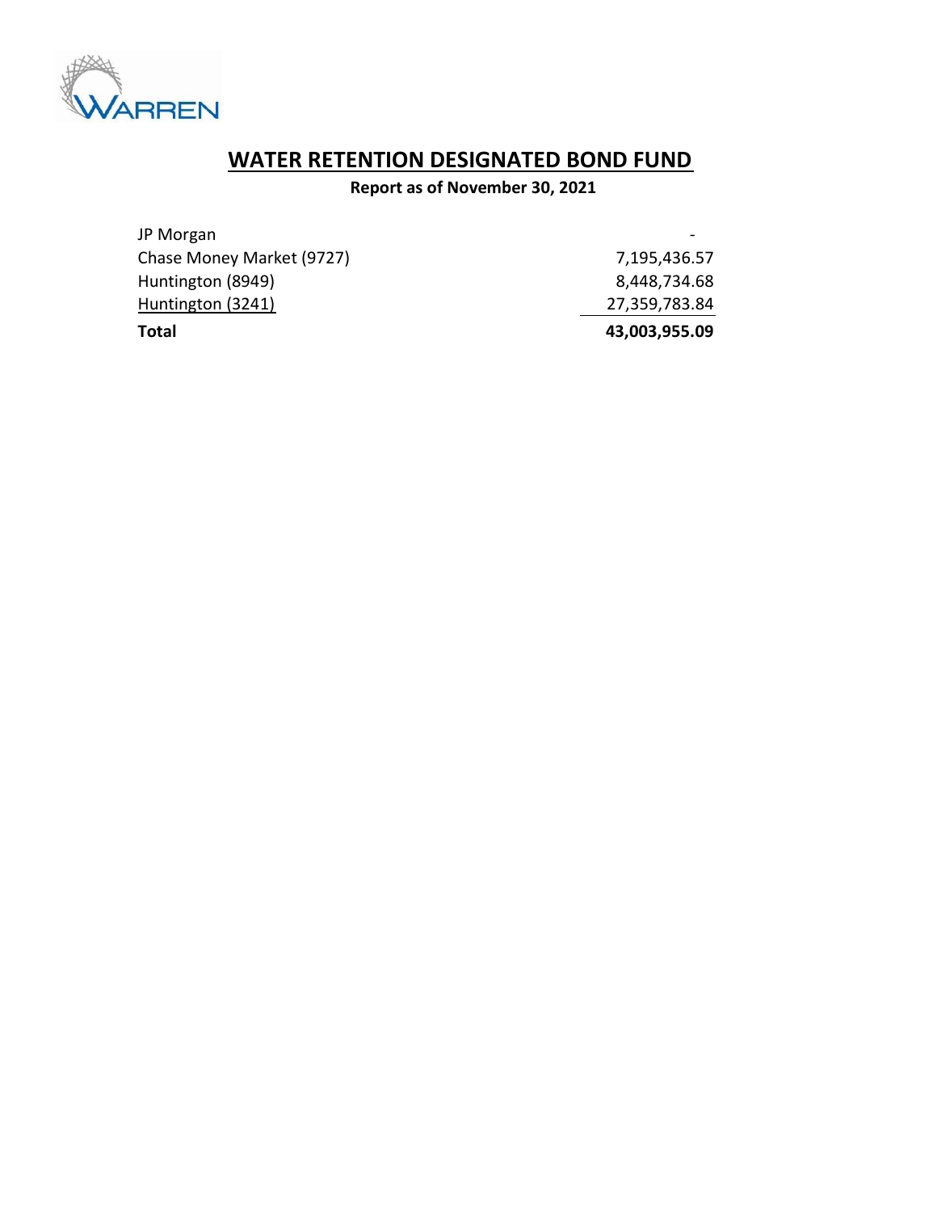# WATER RETENTION DESIGNATED BOND FUND

**Report as of November 30, 2021**

| | |
|---|---|
| JP Morgan | - |
| Chase Money Market (9727) | 7,195,436.57 |
| Huntington (8949) | 8,448,734.68 |
| Huntington (3241) | 27,359,783.84 |
| **Total** | **43,003,955.09** |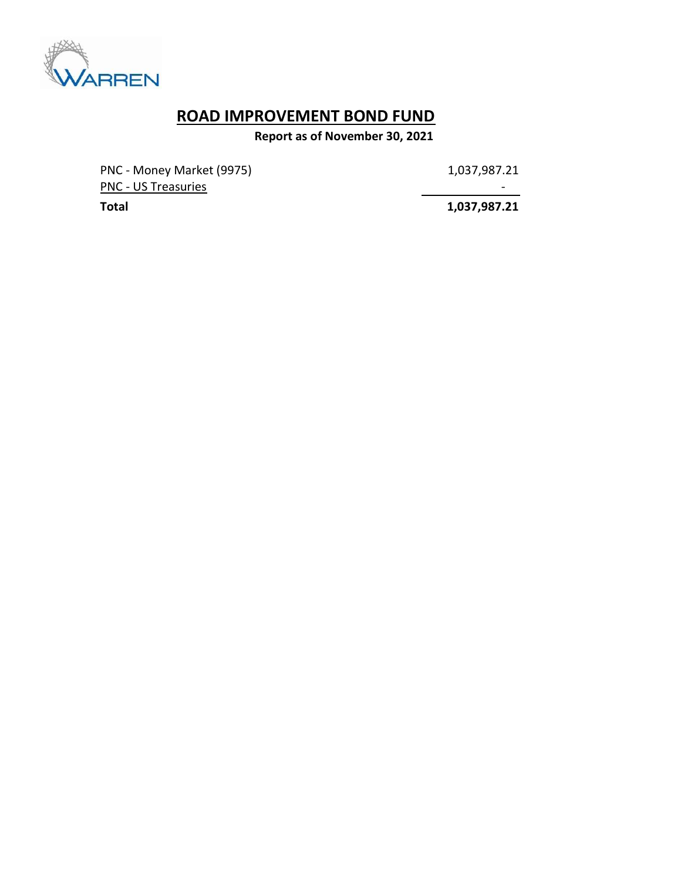# ROAD IMPROVEMENT BOND FUND

**Report as of November 30, 2021**

| | |
|---|---|
| PNC - Money Market (9975) | 1,037,987.21 |
| PNC - US Treasuries | - |
| **Total** | **1,037,987.21** |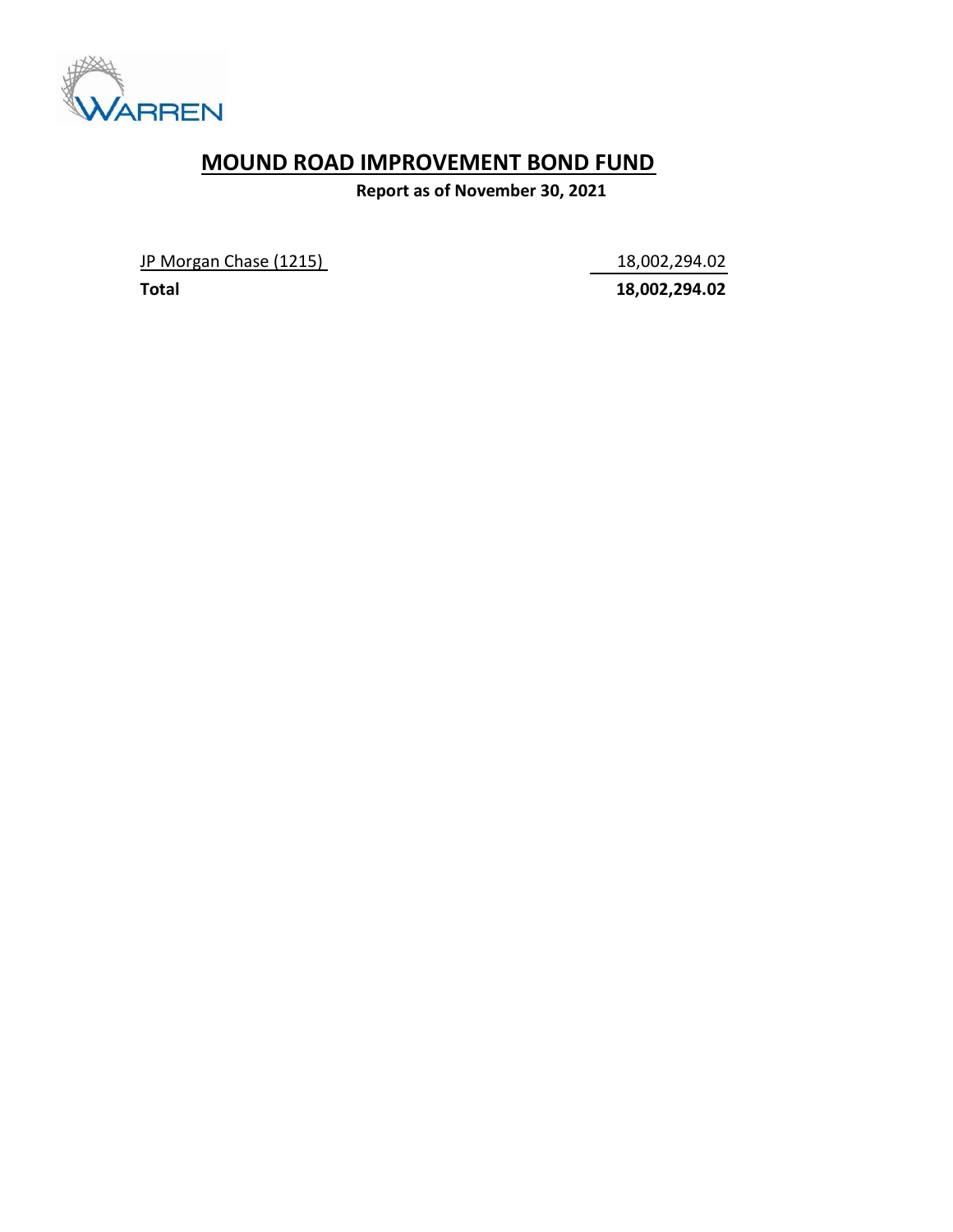WARREN

# MOUND ROAD IMPROVEMENT BOND FUND

**Report as of November 30, 2021**

| | |
|---|---|
| JP Morgan Chase (1215) | 18,002,294.02 |
| **Total** | **18,002,294.02** |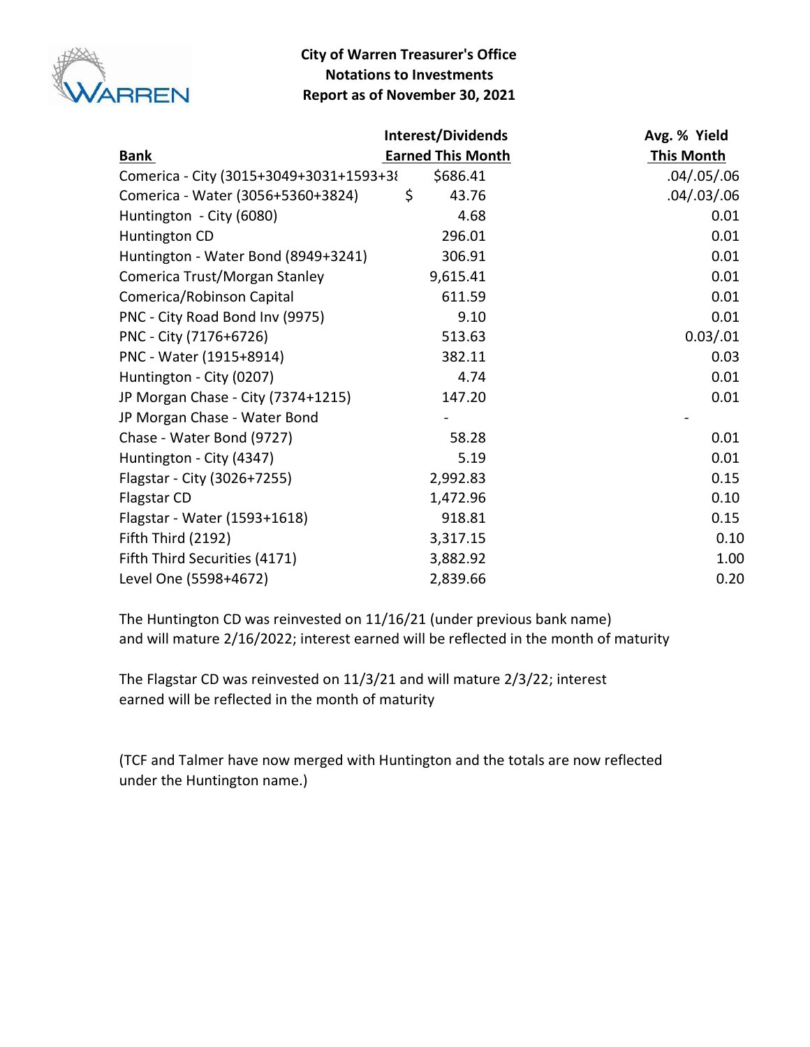**City of Warren Treasurer's Office**
**Notations to Investments**
**Report as of November 30, 2021**

| Bank | Interest/Dividends Earned This Month | Avg. % Yield This Month |
|---|---|---|
| Comerica - City (3015+3049+3031+1593+38 | $686.41 | .04/.05/.06 |
| Comerica - Water (3056+5360+3824) | $ 43.76 | .04/.03/.06 |
| Huntington - City (6080) | 4.68 | 0.01 |
| Huntington CD | 296.01 | 0.01 |
| Huntington - Water Bond (8949+3241) | 306.91 | 0.01 |
| Comerica Trust/Morgan Stanley | 9,615.41 | 0.01 |
| Comerica/Robinson Capital | 611.59 | 0.01 |
| PNC - City Road Bond Inv (9975) | 9.10 | 0.01 |
| PNC - City (7176+6726) | 513.63 | 0.03/.01 |
| PNC - Water (1915+8914) | 382.11 | 0.03 |
| Huntington - City (0207) | 4.74 | 0.01 |
| JP Morgan Chase - City (7374+1215) | 147.20 | 0.01 |
| JP Morgan Chase - Water Bond | - | - |
| Chase - Water Bond (9727) | 58.28 | 0.01 |
| Huntington - City (4347) | 5.19 | 0.01 |
| Flagstar - City (3026+7255) | 2,992.83 | 0.15 |
| Flagstar CD | 1,472.96 | 0.10 |
| Flagstar - Water (1593+1618) | 918.81 | 0.15 |
| Fifth Third (2192) | 3,317.15 | 0.10 |
| Fifth Third Securities (4171) | 3,882.92 | 1.00 |
| Level One (5598+4672) | 2,839.66 | 0.20 |

The Huntington CD was reinvested on 11/16/21 (under previous bank name) and will mature 2/16/2022; interest earned will be reflected in the month of maturity

The Flagstar CD was reinvested on 11/3/21 and will mature 2/3/22; interest earned will be reflected in the month of maturity

(TCF and Talmer have now merged with Huntington and the totals are now reflected under the Huntington name.)